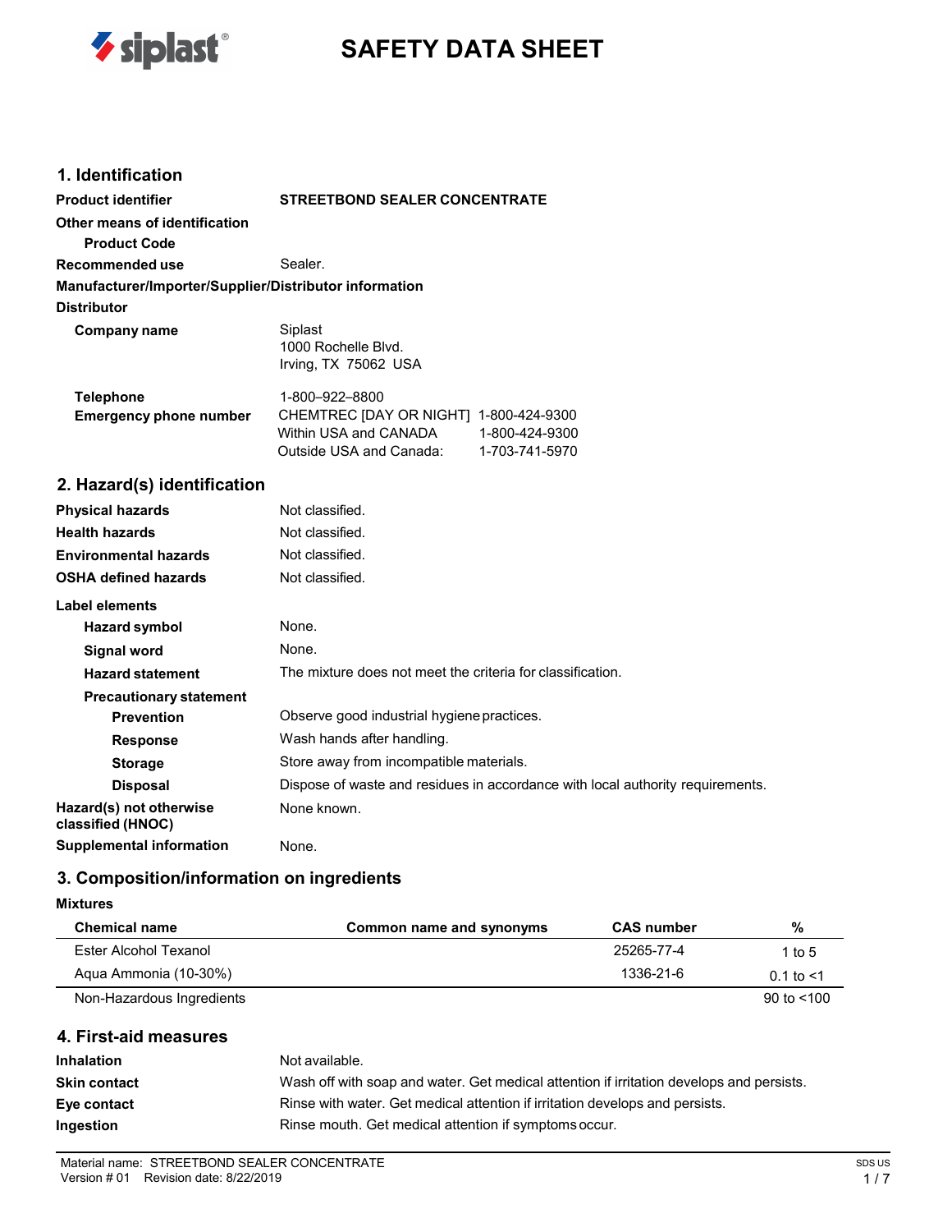# SAFETY DATA SHEET

## 1. Identification

| | |
|---|---|
| **Product identifier** | **STREETBOND SEALER CONCENTRATE** |
| **Other means of identification** | |
| **Product Code** | |
| **Recommended use** | Sealer. |

**Manufacturer/Importer/Supplier/Distributor information**

**Distributor**

| | |
|---|---|
| **Company name** | Siplast<br>1000 Rochelle Blvd.<br>Irving, TX 75062 USA |
| **Telephone** | 1-800–922–8800 |
| **Emergency phone number** | CHEMTREC [DAY OR NIGHT] 1-800-424-9300<br>Within USA and CANADA 1-800-424-9300<br>Outside USA and Canada: 1-703-741-5970 |

## 2. Hazard(s) identification

| | |
|---|---|
| **Physical hazards** | Not classified. |
| **Health hazards** | Not classified. |
| **Environmental hazards** | Not classified. |
| **OSHA defined hazards** | Not classified. |

**Label elements**

| | |
|---|---|
| **Hazard symbol** | None. |
| **Signal word** | None. |
| **Hazard statement** | The mixture does not meet the criteria for classification. |
| **Precautionary statement** | |
| **Prevention** | Observe good industrial hygiene practices. |
| **Response** | Wash hands after handling. |
| **Storage** | Store away from incompatible materials. |
| **Disposal** | Dispose of waste and residues in accordance with local authority requirements. |
| **Hazard(s) not otherwise classified (HNOC)** | None known. |
| **Supplemental information** | None. |

## 3. Composition/information on ingredients

**Mixtures**

| Chemical name | Common name and synonyms | CAS number | % |
|---|---|---|---|
| Ester Alcohol Texanol | | 25265-77-4 | 1 to 5 |
| Aqua Ammonia (10-30%) | | 1336-21-6 | 0.1 to <1 |
| Non-Hazardous Ingredients | | | 90 to <100 |

## 4. First-aid measures

| | |
|---|---|
| **Inhalation** | Not available. |
| **Skin contact** | Wash off with soap and water. Get medical attention if irritation develops and persists. |
| **Eye contact** | Rinse with water. Get medical attention if irritation develops and persists. |
| **Ingestion** | Rinse mouth. Get medical attention if symptoms occur. |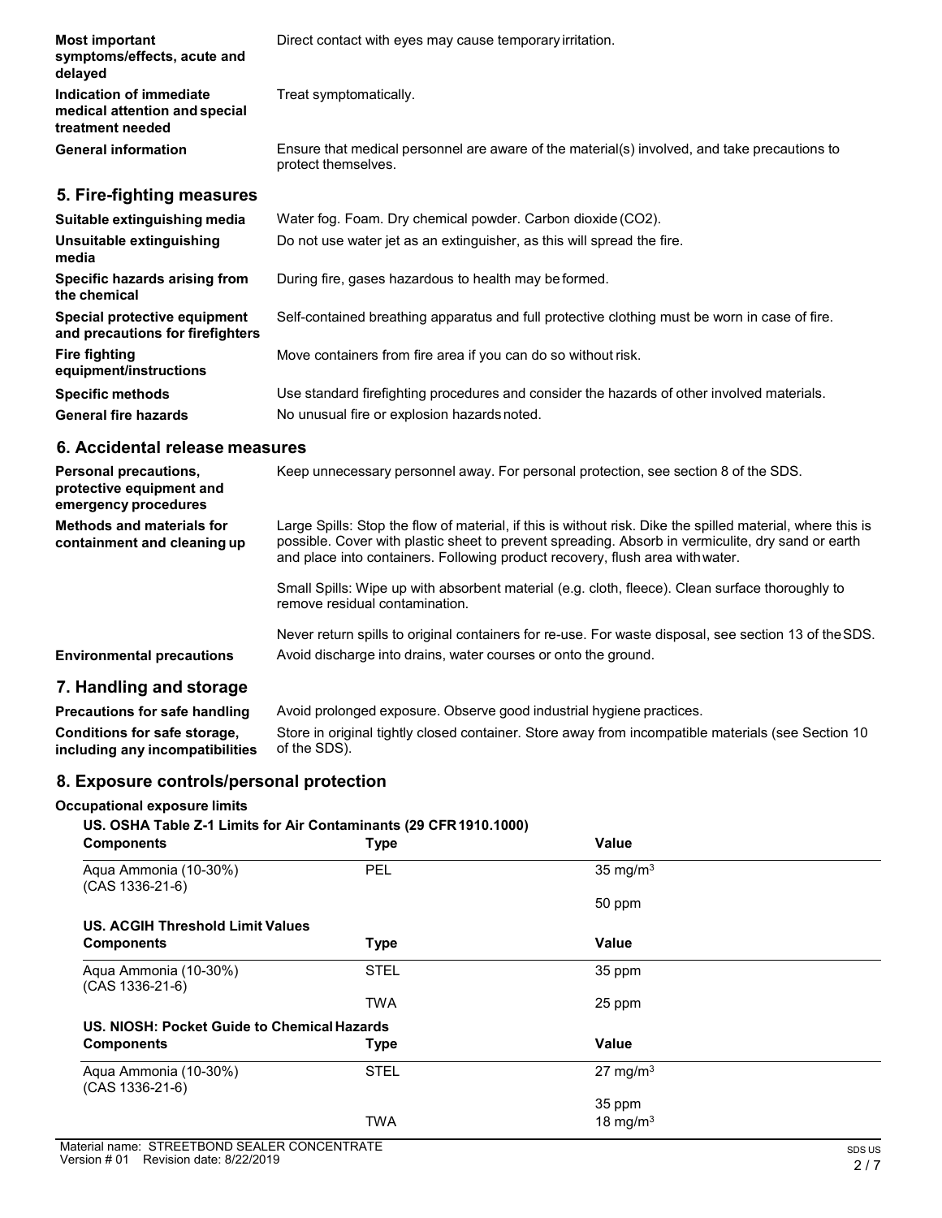| | |
|---|---|
| **Most important symptoms/effects, acute and delayed** | Direct contact with eyes may cause temporary irritation. |
| **Indication of immediate medical attention and special treatment needed** | Treat symptomatically. |
| **General information** | Ensure that medical personnel are aware of the material(s) involved, and take precautions to protect themselves. |

## 5. Fire-fighting measures

| | |
|---|---|
| **Suitable extinguishing media** | Water fog. Foam. Dry chemical powder. Carbon dioxide ($CO_2$). |
| **Unsuitable extinguishing media** | Do not use water jet as an extinguisher, as this will spread the fire. |
| **Specific hazards arising from the chemical** | During fire, gases hazardous to health may be formed. |
| **Special protective equipment and precautions for firefighters** | Self-contained breathing apparatus and full protective clothing must be worn in case of fire. |
| **Fire fighting equipment/instructions** | Move containers from fire area if you can do so without risk. |
| **Specific methods** | Use standard firefighting procedures and consider the hazards of other involved materials. |
| **General fire hazards** | No unusual fire or explosion hazards noted. |

## 6. Accidental release measures

| | |
|---|---|
| **Personal precautions, protective equipment and emergency procedures** | Keep unnecessary personnel away. For personal protection, see section 8 of the SDS. |
| **Methods and materials for containment and cleaning up** | Large Spills: Stop the flow of material, if this is without risk. Dike the spilled material, where this is possible. Cover with plastic sheet to prevent spreading. Absorb in vermiculite, dry sand or earth and place into containers. Following product recovery, flush area with water.<br><br>Small Spills: Wipe up with absorbent material (e.g. cloth, fleece). Clean surface thoroughly to remove residual contamination.<br><br>Never return spills to original containers for re-use. For waste disposal, see section 13 of the SDS. |
| **Environmental precautions** | Avoid discharge into drains, water courses or onto the ground. |

## 7. Handling and storage

| | |
|---|---|
| **Precautions for safe handling** | Avoid prolonged exposure. Observe good industrial hygiene practices. |
| **Conditions for safe storage, including any incompatibilities** | Store in original tightly closed container. Store away from incompatible materials (see Section 10 of the SDS). |

## 8. Exposure controls/personal protection

**Occupational exposure limits**

**US. OSHA Table Z-1 Limits for Air Contaminants (29 CFR 1910.1000)**

| Components | Type | Value |
|---|---|---|
| Aqua Ammonia (10-30%) (CAS 1336-21-6) | PEL | 35 mg/m$^3$ |
| | | 50 ppm |

**US. ACGIH Threshold Limit Values**

| Components | Type | Value |
|---|---|---|
| Aqua Ammonia (10-30%) (CAS 1336-21-6) | STEL | 35 ppm |
| | TWA | 25 ppm |

**US. NIOSH: Pocket Guide to Chemical Hazards**

| Components | Type | Value |
|---|---|---|
| Aqua Ammonia (10-30%) (CAS 1336-21-6) | STEL | 27 mg/m$^3$ |
| | | 35 ppm |
| | TWA | 18 mg/m$^3$ |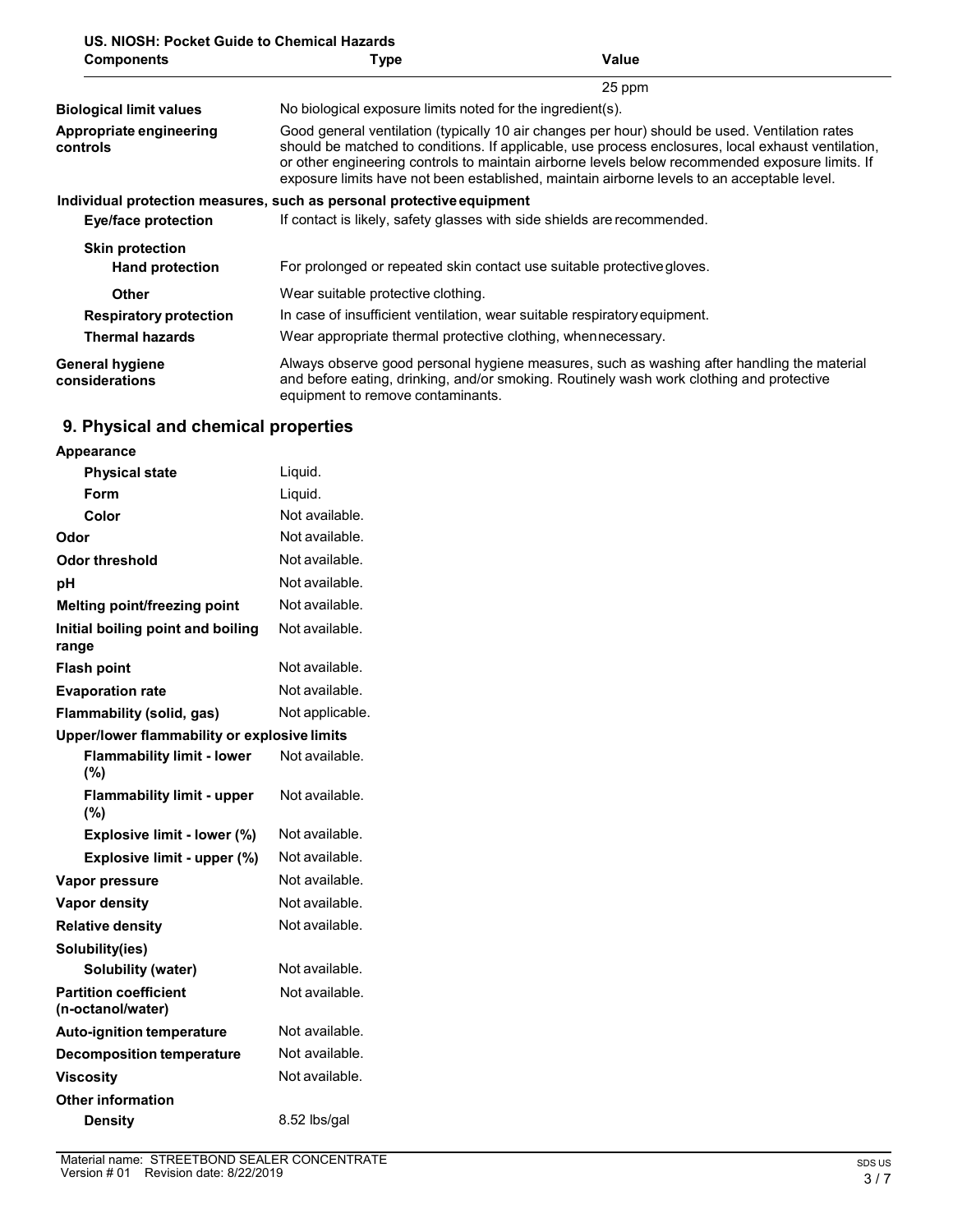**US. NIOSH: Pocket Guide to Chemical Hazards**

| Components | Type | Value |
| --- | --- | --- |
| | | 25 ppm |

| | |
| --- | --- |
| **Biological limit values** | No biological exposure limits noted for the ingredient(s). |
| **Appropriate engineering controls** | Good general ventilation (typically 10 air changes per hour) should be used. Ventilation rates should be matched to conditions. If applicable, use process enclosures, local exhaust ventilation, or other engineering controls to maintain airborne levels below recommended exposure limits. If exposure limits have not been established, maintain airborne levels to an acceptable level. |

**Individual protection measures, such as personal protective equipment**

| | |
| --- | --- |
| **Eye/face protection** | If contact is likely, safety glasses with side shields are recommended. |
| **Skin protection** | |
| **Hand protection** | For prolonged or repeated skin contact use suitable protective gloves. |
| **Other** | Wear suitable protective clothing. |
| **Respiratory protection** | In case of insufficient ventilation, wear suitable respiratory equipment. |
| **Thermal hazards** | Wear appropriate thermal protective clothing, when necessary. |
| **General hygiene considerations** | Always observe good personal hygiene measures, such as washing after handling the material and before eating, drinking, and/or smoking. Routinely wash work clothing and protective equipment to remove contaminants. |

## 9. Physical and chemical properties

| | |
| --- | --- |
| **Appearance** | |
| **Physical state** | Liquid. |
| **Form** | Liquid. |
| **Color** | Not available. |
| **Odor** | Not available. |
| **Odor threshold** | Not available. |
| **pH** | Not available. |
| **Melting point/freezing point** | Not available. |
| **Initial boiling point and boiling range** | Not available. |
| **Flash point** | Not available. |
| **Evaporation rate** | Not available. |
| **Flammability (solid, gas)** | Not applicable. |
| **Upper/lower flammability or explosive limits** | |
| **Flammability limit - lower (%)** | Not available. |
| **Flammability limit - upper (%)** | Not available. |
| **Explosive limit - lower (%)** | Not available. |
| **Explosive limit - upper (%)** | Not available. |
| **Vapor pressure** | Not available. |
| **Vapor density** | Not available. |
| **Relative density** | Not available. |
| **Solubility(ies)** | |
| **Solubility (water)** | Not available. |
| **Partition coefficient (n-octanol/water)** | Not available. |
| **Auto-ignition temperature** | Not available. |
| **Decomposition temperature** | Not available. |
| **Viscosity** | Not available. |
| **Other information** | |
| **Density** | 8.52 lbs/gal |

Material name: STREETBOND SEALER CONCENTRATE
Version # 01 Revision date: 8/22/2019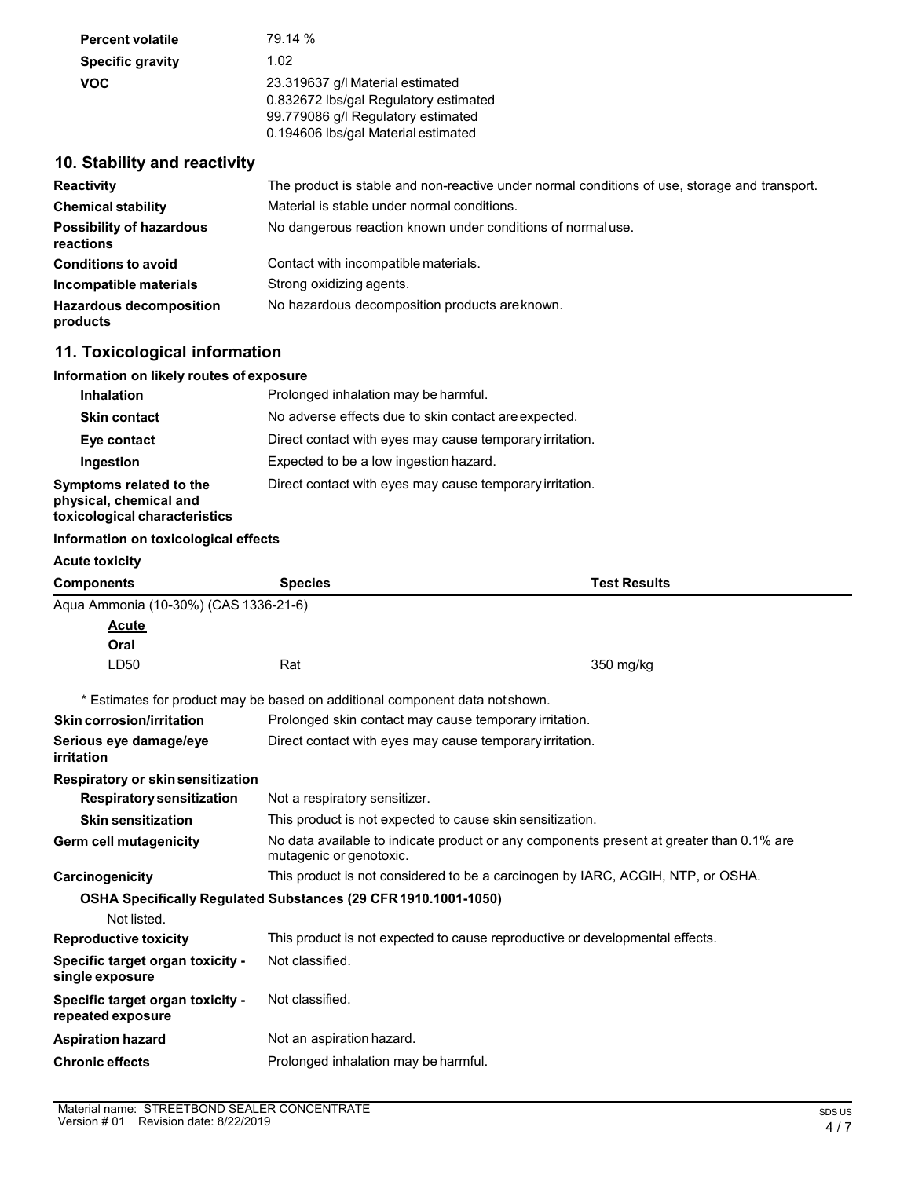| | |
|---|---|
| **Percent volatile** | 79.14 % |
| **Specific gravity** | 1.02 |
| **VOC** | 23.319637 g/l Material estimated<br>0.832672 lbs/gal Regulatory estimated<br>99.779086 g/l Regulatory estimated<br>0.194606 lbs/gal Material estimated |

## 10. Stability and reactivity

| | |
|---|---|
| **Reactivity** | The product is stable and non-reactive under normal conditions of use, storage and transport. |
| **Chemical stability** | Material is stable under normal conditions. |
| **Possibility of hazardous reactions** | No dangerous reaction known under conditions of normal use. |
| **Conditions to avoid** | Contact with incompatible materials. |
| **Incompatible materials** | Strong oxidizing agents. |
| **Hazardous decomposition products** | No hazardous decomposition products are known. |

## 11. Toxicological information

**Information on likely routes of exposure**

| | |
|---|---|
| **Inhalation** | Prolonged inhalation may be harmful. |
| **Skin contact** | No adverse effects due to skin contact are expected. |
| **Eye contact** | Direct contact with eyes may cause temporary irritation. |
| **Ingestion** | Expected to be a low ingestion hazard. |
| **Symptoms related to the physical, chemical and toxicological characteristics** | Direct contact with eyes may cause temporary irritation. |

**Information on toxicological effects**

**Acute toxicity**

| Components | Species | Test Results |
|---|---|---|
| Aqua Ammonia (10-30%) (CAS 1336-21-6) | | |
| ***Acute*** | | |
| **Oral** | | |
| LD50 | Rat | 350 mg/kg |

\* Estimates for product may be based on additional component data not shown.

| | |
|---|---|
| **Skin corrosion/irritation** | Prolonged skin contact may cause temporary irritation. |
| **Serious eye damage/eye irritation** | Direct contact with eyes may cause temporary irritation. |
| **Respiratory or skin sensitization** | |
| **Respiratory sensitization** | Not a respiratory sensitizer. |
| **Skin sensitization** | This product is not expected to cause skin sensitization. |
| **Germ cell mutagenicity** | No data available to indicate product or any components present at greater than 0.1% are mutagenic or genotoxic. |
| **Carcinogenicity** | This product is not considered to be a carcinogen by IARC, ACGIH, NTP, or OSHA. |

**OSHA Specifically Regulated Substances (29 CFR 1910.1001-1050)**

Not listed.

| | |
|---|---|
| **Reproductive toxicity** | This product is not expected to cause reproductive or developmental effects. |
| **Specific target organ toxicity - single exposure** | Not classified. |
| **Specific target organ toxicity - repeated exposure** | Not classified. |
| **Aspiration hazard** | Not an aspiration hazard. |
| **Chronic effects** | Prolonged inhalation may be harmful. |

Material name: STREETBOND SEALER CONCENTRATE
Version # 01 Revision date: 8/22/2019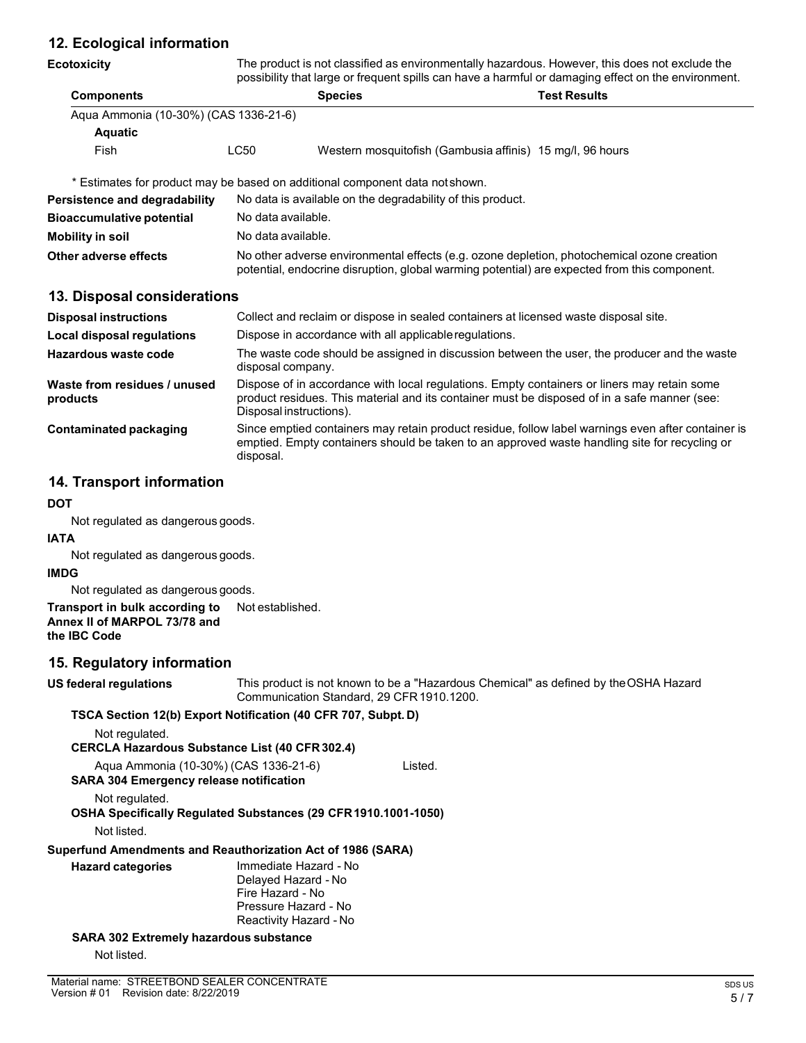## 12. Ecological information

**Ecotoxicity** The product is not classified as environmentally hazardous. However, this does not exclude the possibility that large or frequent spills can have a harmful or damaging effect on the environment.

| Components | | Species | Test Results |
|---|---|---|---|
| Aqua Ammonia (10-30%) (CAS 1336-21-6) | | | |
| **Aquatic** | | | |
| Fish | LC50 | Western mosquitofish (Gambusia affinis) | 15 mg/l, 96 hours |

\* Estimates for product may be based on additional component data not shown.

**Persistence and degradability** No data is available on the degradability of this product.

**Bioaccumulative potential** No data available.

**Mobility in soil** No data available.

**Other adverse effects** No other adverse environmental effects (e.g. ozone depletion, photochemical ozone creation potential, endocrine disruption, global warming potential) are expected from this component.

## 13. Disposal considerations

**Disposal instructions** Collect and reclaim or dispose in sealed containers at licensed waste disposal site.

**Local disposal regulations** Dispose in accordance with all applicable regulations.

**Hazardous waste code** The waste code should be assigned in discussion between the user, the producer and the waste disposal company.

**Waste from residues / unused products** Dispose of in accordance with local regulations. Empty containers or liners may retain some product residues. This material and its container must be disposed of in a safe manner (see: Disposal instructions).

**Contaminated packaging** Since emptied containers may retain product residue, follow label warnings even after container is emptied. Empty containers should be taken to an approved waste handling site for recycling or disposal.

## 14. Transport information

**DOT**

Not regulated as dangerous goods.

**IATA**

Not regulated as dangerous goods.

**IMDG**

Not regulated as dangerous goods.

**Transport in bulk according to Annex II of MARPOL 73/78 and the IBC Code** Not established.

## 15. Regulatory information

**US federal regulations** This product is not known to be a "Hazardous Chemical" as defined by the OSHA Hazard Communication Standard, 29 CFR 1910.1200.

**TSCA Section 12(b) Export Notification (40 CFR 707, Subpt. D)**

Not regulated.

**CERCLA Hazardous Substance List (40 CFR 302.4)**

Aqua Ammonia (10-30%) (CAS 1336-21-6) Listed.

**SARA 304 Emergency release notification**

Not regulated.

**OSHA Specifically Regulated Substances (29 CFR 1910.1001-1050)**

Not listed.

**Superfund Amendments and Reauthorization Act of 1986 (SARA)**

**Hazard categories**
Immediate Hazard - No
Delayed Hazard - No
Fire Hazard - No
Pressure Hazard - No
Reactivity Hazard - No

**SARA 302 Extremely hazardous substance**

Not listed.

Material name: STREETBOND SEALER CONCENTRATE
Version # 01 Revision date: 8/22/2019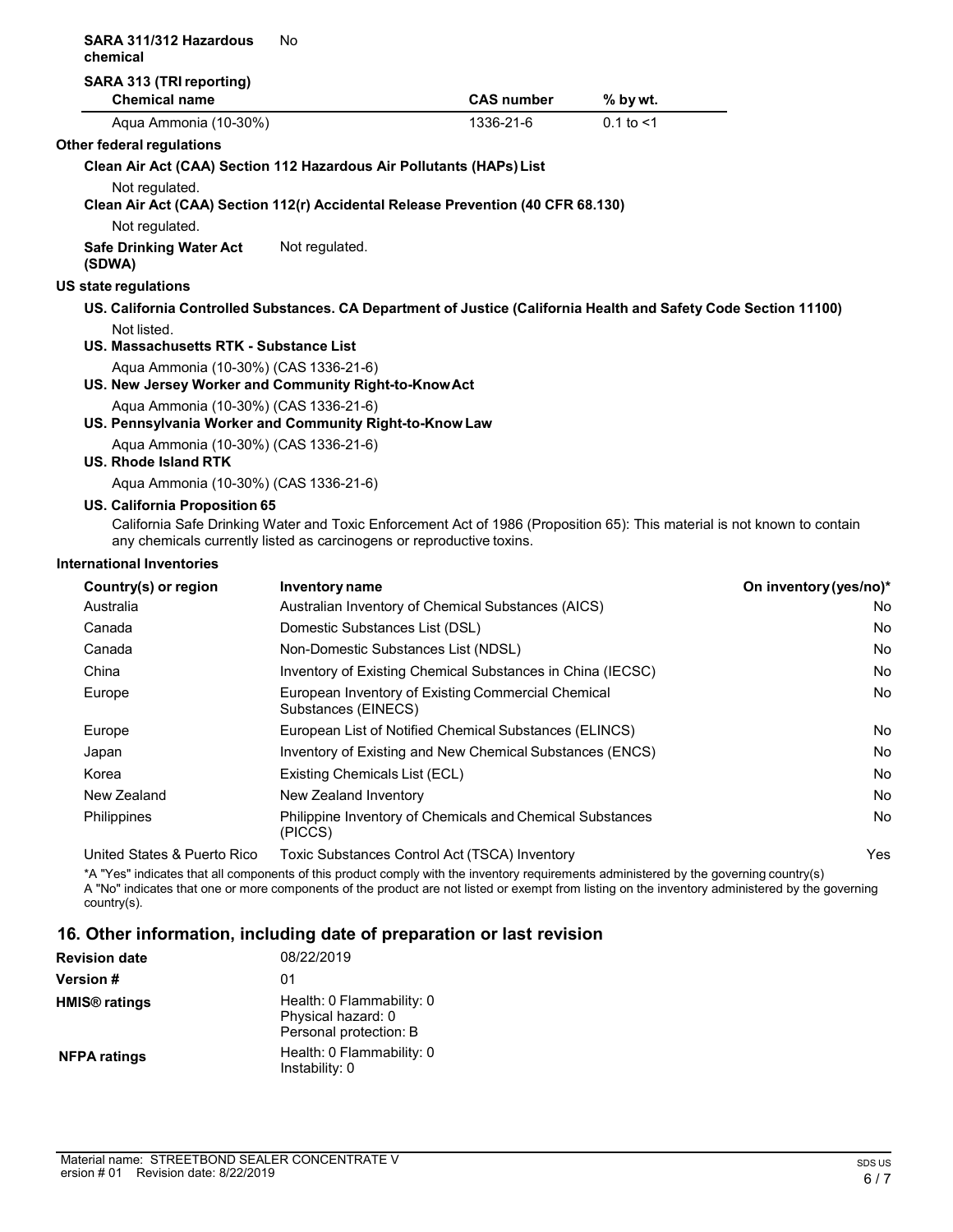**SARA 311/312 Hazardous chemical** No

**SARA 313 (TRI reporting)**

| Chemical name | CAS number | % by wt. |
|---|---|---|
| Aqua Ammonia (10-30%) | 1336-21-6 | 0.1 to <1 |

**Other federal regulations**

**Clean Air Act (CAA) Section 112 Hazardous Air Pollutants (HAPs) List**

Not regulated.

**Clean Air Act (CAA) Section 112(r) Accidental Release Prevention (40 CFR 68.130)**

Not regulated.

**Safe Drinking Water Act (SDWA)** Not regulated.

**US state regulations**

**US. California Controlled Substances. CA Department of Justice (California Health and Safety Code Section 11100)**

Not listed.

**US. Massachusetts RTK - Substance List**

Aqua Ammonia (10-30%) (CAS 1336-21-6)

**US. New Jersey Worker and Community Right-to-Know Act**

Aqua Ammonia (10-30%) (CAS 1336-21-6)

**US. Pennsylvania Worker and Community Right-to-Know Law**

Aqua Ammonia (10-30%) (CAS 1336-21-6)

**US. Rhode Island RTK**

Aqua Ammonia (10-30%) (CAS 1336-21-6)

**US. California Proposition 65**

California Safe Drinking Water and Toxic Enforcement Act of 1986 (Proposition 65): This material is not known to contain any chemicals currently listed as carcinogens or reproductive toxins.

**International Inventories**

| Country(s) or region | Inventory name | On inventory (yes/no)* |
|---|---|---|
| Australia | Australian Inventory of Chemical Substances (AICS) | No |
| Canada | Domestic Substances List (DSL) | No |
| Canada | Non-Domestic Substances List (NDSL) | No |
| China | Inventory of Existing Chemical Substances in China (IECSC) | No |
| Europe | European Inventory of Existing Commercial Chemical Substances (EINECS) | No |
| Europe | European List of Notified Chemical Substances (ELINCS) | No |
| Japan | Inventory of Existing and New Chemical Substances (ENCS) | No |
| Korea | Existing Chemicals List (ECL) | No |
| New Zealand | New Zealand Inventory | No |
| Philippines | Philippine Inventory of Chemicals and Chemical Substances (PICCS) | No |
| United States & Puerto Rico | Toxic Substances Control Act (TSCA) Inventory | Yes |

*A "Yes" indicates that all components of this product comply with the inventory requirements administered by the governing country(s)
A "No" indicates that one or more components of the product are not listed or exempt from listing on the inventory administered by the governing country(s).

## 16. Other information, including date of preparation or last revision

**Revision date** 08/22/2019

**Version #** 01

**HMIS® ratings** Health: 0 Flammability: 0
Physical hazard: 0
Personal protection: B

**NFPA ratings** Health: 0 Flammability: 0
Instability: 0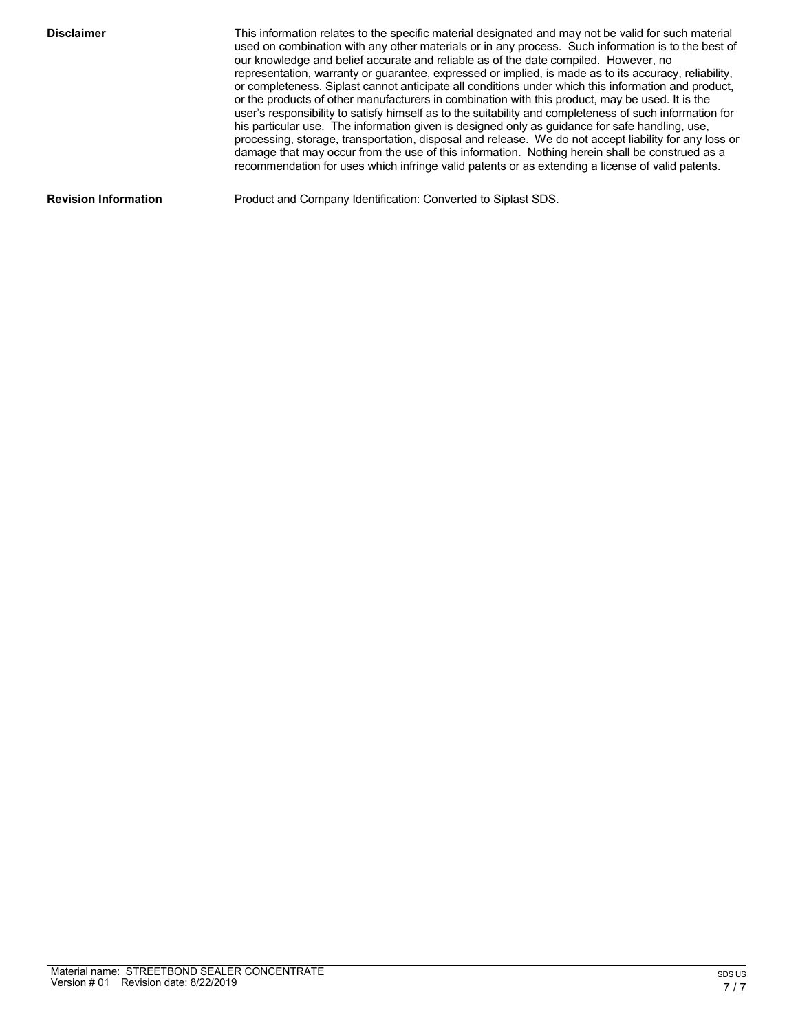**Disclaimer**

This information relates to the specific material designated and may not be valid for such material used on combination with any other materials or in any process. Such information is to the best of our knowledge and belief accurate and reliable as of the date compiled. However, no representation, warranty or guarantee, expressed or implied, is made as to its accuracy, reliability, or completeness. Siplast cannot anticipate all conditions under which this information and product, or the products of other manufacturers in combination with this product, may be used. It is the user's responsibility to satisfy himself as to the suitability and completeness of such information for his particular use. The information given is designed only as guidance for safe handling, use, processing, storage, transportation, disposal and release. We do not accept liability for any loss or damage that may occur from the use of this information. Nothing herein shall be construed as a recommendation for uses which infringe valid patents or as extending a license of valid patents.

**Revision Information**

Product and Company Identification: Converted to Siplast SDS.